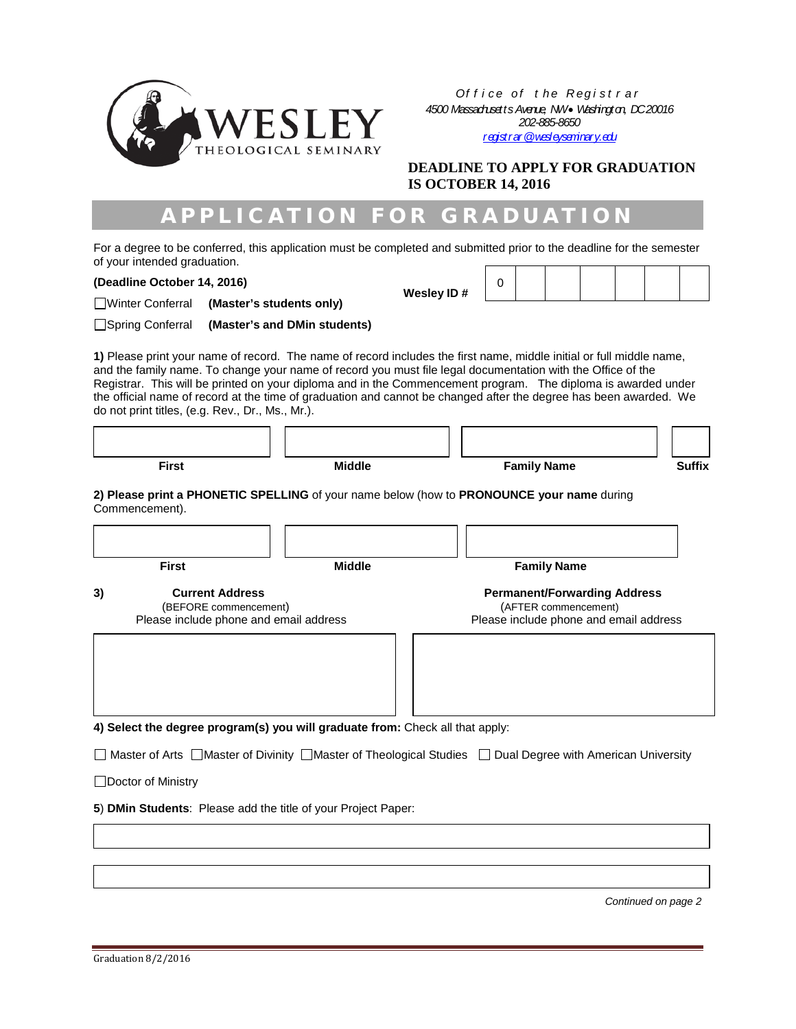WESLEY THEOLOGICAL SEMINARY

*Office of the Registrar*
*4500 Massachusetts Avenue, NW • Washington, DC 20016*
*202-885-8650*
*registrar@wesleyseminary.edu*

**DEADLINE TO APPLY FOR GRADUATION IS OCTOBER 14, 2016**

# APPLICATION FOR GRADUATION

For a degree to be conferred, this application must be completed and submitted prior to the deadline for the semester of your intended graduation.

**(Deadline October 14, 2016)**

☐Winter Conferral **(Master's students only)**

☐Spring Conferral **(Master's and DMin students)**

**Wesley ID #**

| 0 | | | | | | |
|---|---|---|---|---|---|---|

**1)** Please print your name of record. The name of record includes the first name, middle initial or full middle name, and the family name. To change your name of record you must file legal documentation with the Office of the Registrar. This will be printed on your diploma and in the Commencement program. The diploma is awarded under the official name of record at the time of graduation and cannot be changed after the degree has been awarded. We do not print titles, (e.g. Rev., Dr., Ms., Mr.).

| | | | |
|---|---|---|---|
| **First** | **Middle** | **Family Name** | **Suffix** |

**2) Please print a PHONETIC SPELLING** of your name below (how to **PRONOUNCE your name** during Commencement).

| | | |
|---|---|---|
| **First** | **Middle** | **Family Name** |

**3)**

| **Current Address**<br>(BEFORE commencement)<br>Please include phone and email address | **Permanent/Forwarding Address**<br>(AFTER commencement)<br>Please include phone and email address |
|---|---|
| | |

**4) Select the degree program(s) you will graduate from:** Check all that apply:

☐ Master of Arts ☐Master of Divinity ☐Master of Theological Studies ☐ Dual Degree with American University

☐Doctor of Ministry

**5**) **DMin Students**: Please add the title of your Project Paper:

*Continued on page 2*

Graduation 8/2/2016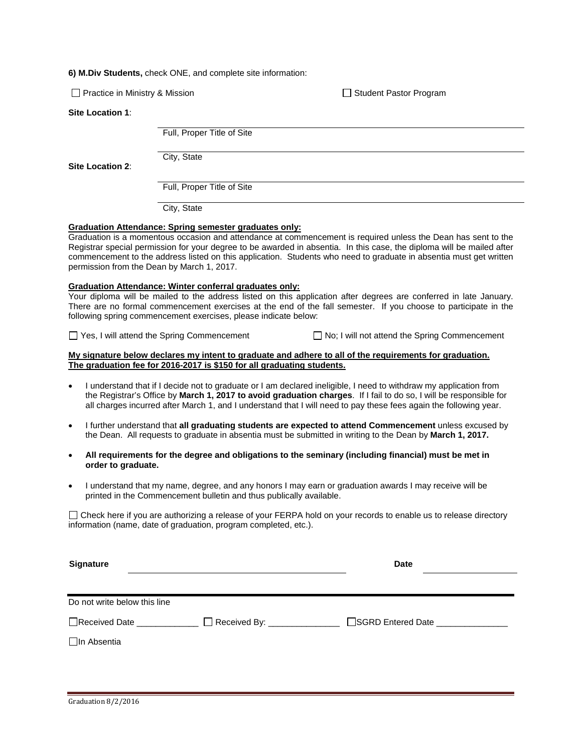**6) M.Div Students,** check ONE, and complete site information:

☐ Practice in Ministry & Mission ☐ Student Pastor Program

**Site Location 1**:

Full, Proper Title of Site

City, State

**Site Location 2**:

Full, Proper Title of Site

City, State

**Graduation Attendance: Spring semester graduates only:**

Graduation is a momentous occasion and attendance at commencement is required unless the Dean has sent to the Registrar special permission for your degree to be awarded in absentia. In this case, the diploma will be mailed after commencement to the address listed on this application. Students who need to graduate in absentia must get written permission from the Dean by March 1, 2017.

**Graduation Attendance: Winter conferral graduates only:**

Your diploma will be mailed to the address listed on this application after degrees are conferred in late January. There are no formal commencement exercises at the end of the fall semester. If you choose to participate in the following spring commencement exercises, please indicate below:

☐ Yes, I will attend the Spring Commencement ☐ No; I will not attend the Spring Commencement

**My signature below declares my intent to graduate and adhere to all of the requirements for graduation. The graduation fee for 2016-2017 is $150 for all graduating students.**

- I understand that if I decide not to graduate or I am declared ineligible, I need to withdraw my application from the Registrar's Office by **March 1, 2017 to avoid graduation charges**. If I fail to do so, I will be responsible for all charges incurred after March 1, and I understand that I will need to pay these fees again the following year.
- I further understand that **all graduating students are expected to attend Commencement** unless excused by the Dean. All requests to graduate in absentia must be submitted in writing to the Dean by **March 1, 2017.**
- **All requirements for the degree and obligations to the seminary (including financial) must be met in order to graduate.**
- I understand that my name, degree, and any honors I may earn or graduation awards I may receive will be printed in the Commencement bulletin and thus publically available.

☐ Check here if you are authorizing a release of your FERPA hold on your records to enable us to release directory information (name, date of graduation, program completed, etc.).

**Signature** ______________________________ **Date** ______________

Do not write below this line

☐Received Date ____________ ☐ Received By: ______________ ☐SGRD Entered Date ______________

☐In Absentia